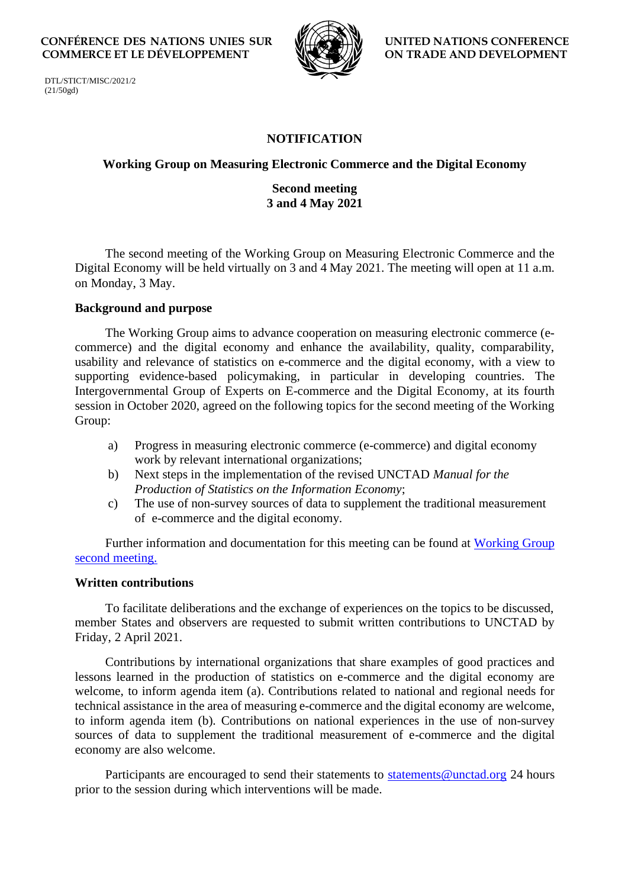CONFÉRENCE DES NATIONS UNIES SUR COMMERCE ET LE DÉVELOPPEMENT

UNITED NATIONS CONFERENCE ON TRADE AND DEVELOPMENT

DTL/STICT/MISC/2021/2
(21/50gd)

# NOTIFICATION

## Working Group on Measuring Electronic Commerce and the Digital Economy

### Second meeting
### 3 and 4 May 2021

The second meeting of the Working Group on Measuring Electronic Commerce and the Digital Economy will be held virtually on 3 and 4 May 2021. The meeting will open at 11 a.m. on Monday, 3 May.

**Background and purpose**

The Working Group aims to advance cooperation on measuring electronic commerce (e-commerce) and the digital economy and enhance the availability, quality, comparability, usability and relevance of statistics on e-commerce and the digital economy, with a view to supporting evidence-based policymaking, in particular in developing countries. The Intergovernmental Group of Experts on E-commerce and the Digital Economy, at its fourth session in October 2020, agreed on the following topics for the second meeting of the Working Group:

a) Progress in measuring electronic commerce (e-commerce) and digital economy work by relevant international organizations;
b) Next steps in the implementation of the revised UNCTAD *Manual for the Production of Statistics on the Information Economy*;
c) The use of non-survey sources of data to supplement the traditional measurement of e-commerce and the digital economy.

Further information and documentation for this meeting can be found at Working Group second meeting.

**Written contributions**

To facilitate deliberations and the exchange of experiences on the topics to be discussed, member States and observers are requested to submit written contributions to UNCTAD by Friday, 2 April 2021.

Contributions by international organizations that share examples of good practices and lessons learned in the production of statistics on e-commerce and the digital economy are welcome, to inform agenda item (a). Contributions related to national and regional needs for technical assistance in the area of measuring e-commerce and the digital economy are welcome, to inform agenda item (b). Contributions on national experiences in the use of non-survey sources of data to supplement the traditional measurement of e-commerce and the digital economy are also welcome.

Participants are encouraged to send their statements to statements@unctad.org 24 hours prior to the session during which interventions will be made.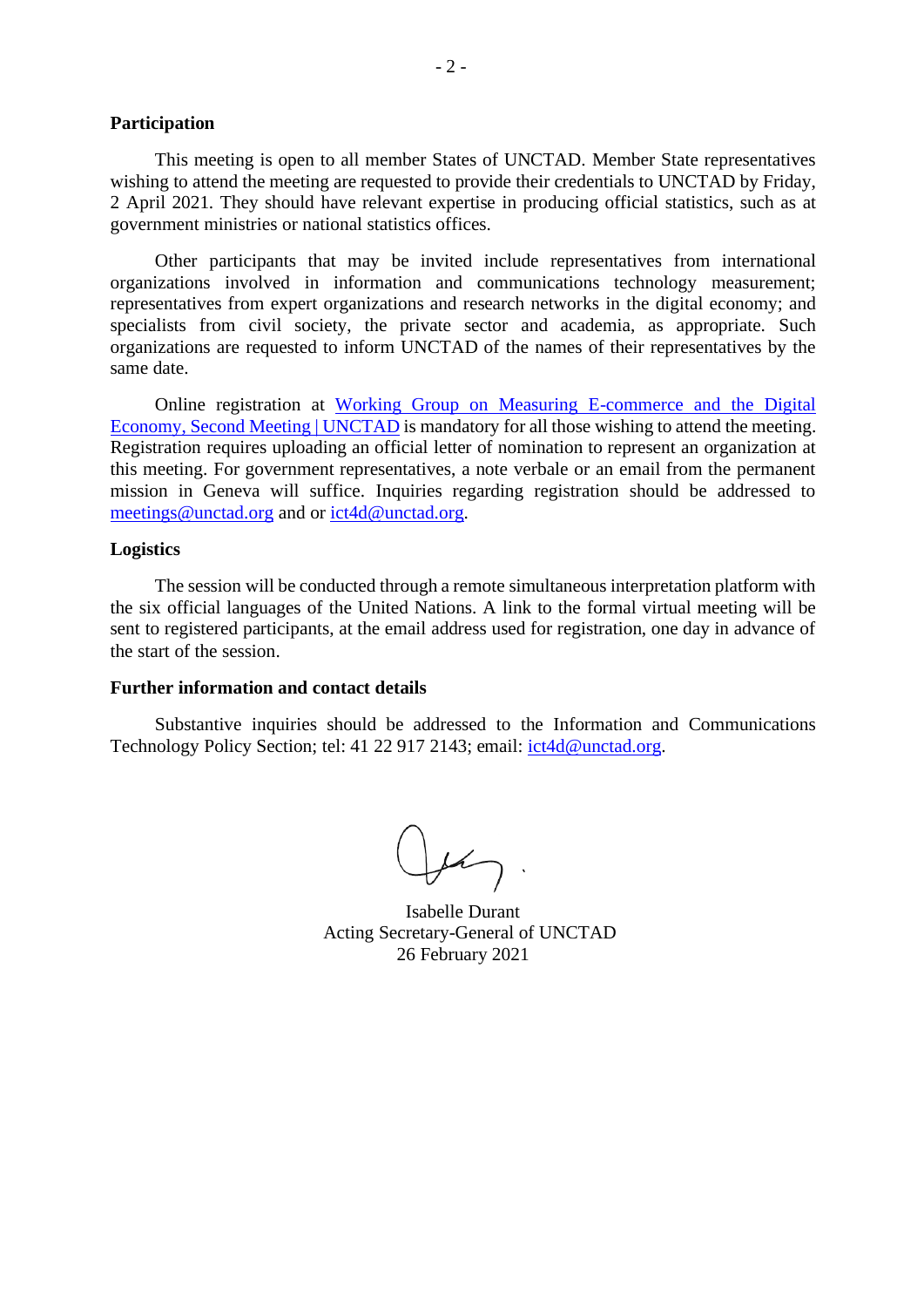**Participation**

This meeting is open to all member States of UNCTAD. Member State representatives wishing to attend the meeting are requested to provide their credentials to UNCTAD by Friday, 2 April 2021. They should have relevant expertise in producing official statistics, such as at government ministries or national statistics offices.

Other participants that may be invited include representatives from international organizations involved in information and communications technology measurement; representatives from expert organizations and research networks in the digital economy; and specialists from civil society, the private sector and academia, as appropriate. Such organizations are requested to inform UNCTAD of the names of their representatives by the same date.

Online registration at Working Group on Measuring E-commerce and the Digital Economy, Second Meeting | UNCTAD is mandatory for all those wishing to attend the meeting. Registration requires uploading an official letter of nomination to represent an organization at this meeting. For government representatives, a note verbale or an email from the permanent mission in Geneva will suffice. Inquiries regarding registration should be addressed to meetings@unctad.org and or ict4d@unctad.org.

**Logistics**

The session will be conducted through a remote simultaneous interpretation platform with the six official languages of the United Nations. A link to the formal virtual meeting will be sent to registered participants, at the email address used for registration, one day in advance of the start of the session.

**Further information and contact details**

Substantive inquiries should be addressed to the Information and Communications Technology Policy Section; tel: 41 22 917 2143; email: ict4d@unctad.org.

Isabelle Durant
Acting Secretary-General of UNCTAD
26 February 2021